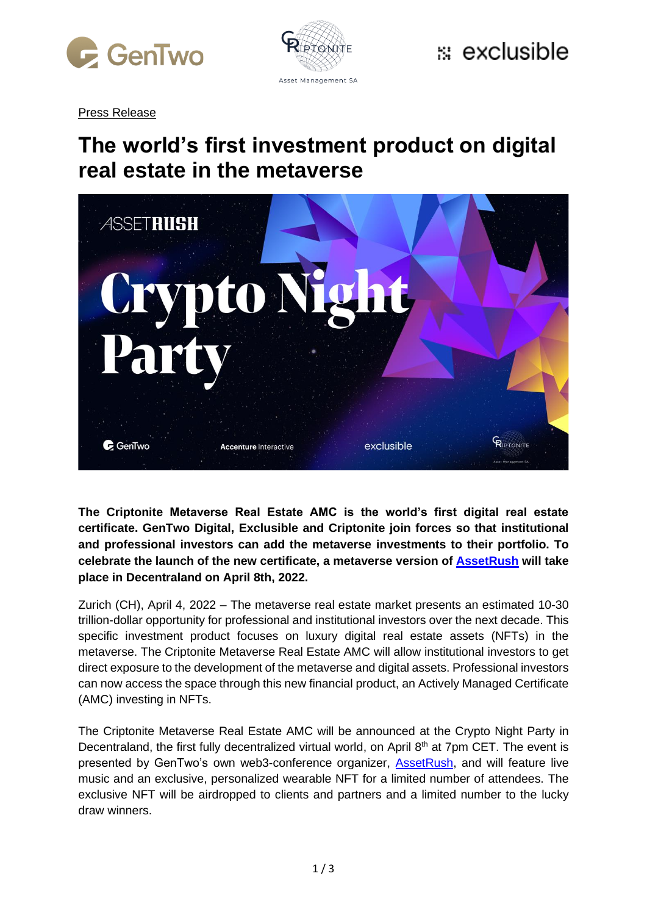Press Release

# The world's first investment product on digital real estate in the metaverse

**The Criptonite Metaverse Real Estate AMC is the world's first digital real estate certificate. GenTwo Digital, Exclusible and Criptonite join forces so that institutional and professional investors can add the metaverse investments to their portfolio. To celebrate the launch of the new certificate, a metaverse version of AssetRush will take place in Decentraland on April 8th, 2022.**

Zurich (CH), April 4, 2022 – The metaverse real estate market presents an estimated 10-30 trillion-dollar opportunity for professional and institutional investors over the next decade. This specific investment product focuses on luxury digital real estate assets (NFTs) in the metaverse. The Criptonite Metaverse Real Estate AMC will allow institutional investors to get direct exposure to the development of the metaverse and digital assets. Professional investors can now access the space through this new financial product, an Actively Managed Certificate (AMC) investing in NFTs.

The Criptonite Metaverse Real Estate AMC will be announced at the Crypto Night Party in Decentraland, the first fully decentralized virtual world, on April 8th at 7pm CET. The event is presented by GenTwo's own web3-conference organizer, AssetRush, and will feature live music and an exclusive, personalized wearable NFT for a limited number of attendees. The exclusive NFT will be airdropped to clients and partners and a limited number to the lucky draw winners.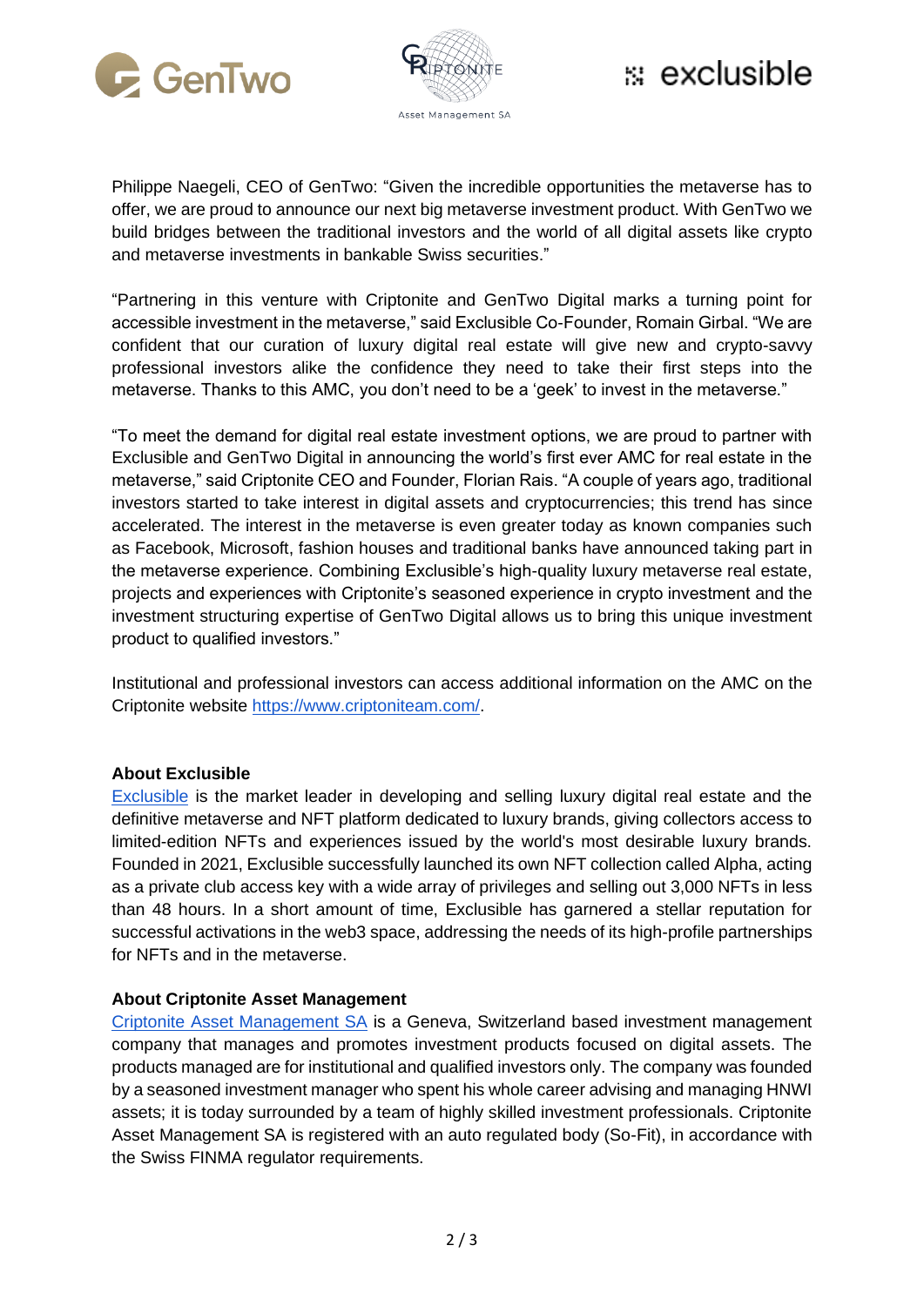Philippe Naegeli, CEO of GenTwo: "Given the incredible opportunities the metaverse has to offer, we are proud to announce our next big metaverse investment product. With GenTwo we build bridges between the traditional investors and the world of all digital assets like crypto and metaverse investments in bankable Swiss securities."

"Partnering in this venture with Criptonite and GenTwo Digital marks a turning point for accessible investment in the metaverse," said Exclusible Co-Founder, Romain Girbal. "We are confident that our curation of luxury digital real estate will give new and crypto-savvy professional investors alike the confidence they need to take their first steps into the metaverse. Thanks to this AMC, you don't need to be a 'geek' to invest in the metaverse."

"To meet the demand for digital real estate investment options, we are proud to partner with Exclusible and GenTwo Digital in announcing the world's first ever AMC for real estate in the metaverse," said Criptonite CEO and Founder, Florian Rais. "A couple of years ago, traditional investors started to take interest in digital assets and cryptocurrencies; this trend has since accelerated. The interest in the metaverse is even greater today as known companies such as Facebook, Microsoft, fashion houses and traditional banks have announced taking part in the metaverse experience. Combining Exclusible's high-quality luxury metaverse real estate, projects and experiences with Criptonite's seasoned experience in crypto investment and the investment structuring expertise of GenTwo Digital allows us to bring this unique investment product to qualified investors."

Institutional and professional investors can access additional information on the AMC on the Criptonite website [https://www.criptoniteam.com/](https://www.criptoniteam.com/).

**About Exclusible**

Exclusible is the market leader in developing and selling luxury digital real estate and the definitive metaverse and NFT platform dedicated to luxury brands, giving collectors access to limited-edition NFTs and experiences issued by the world's most desirable luxury brands. Founded in 2021, Exclusible successfully launched its own NFT collection called Alpha, acting as a private club access key with a wide array of privileges and selling out 3,000 NFTs in less than 48 hours. In a short amount of time, Exclusible has garnered a stellar reputation for successful activations in the web3 space, addressing the needs of its high-profile partnerships for NFTs and in the metaverse.

**About Criptonite Asset Management**

Criptonite Asset Management SA is a Geneva, Switzerland based investment management company that manages and promotes investment products focused on digital assets. The products managed are for institutional and qualified investors only. The company was founded by a seasoned investment manager who spent his whole career advising and managing HNWI assets; it is today surrounded by a team of highly skilled investment professionals. Criptonite Asset Management SA is registered with an auto regulated body (So-Fit), in accordance with the Swiss FINMA regulator requirements.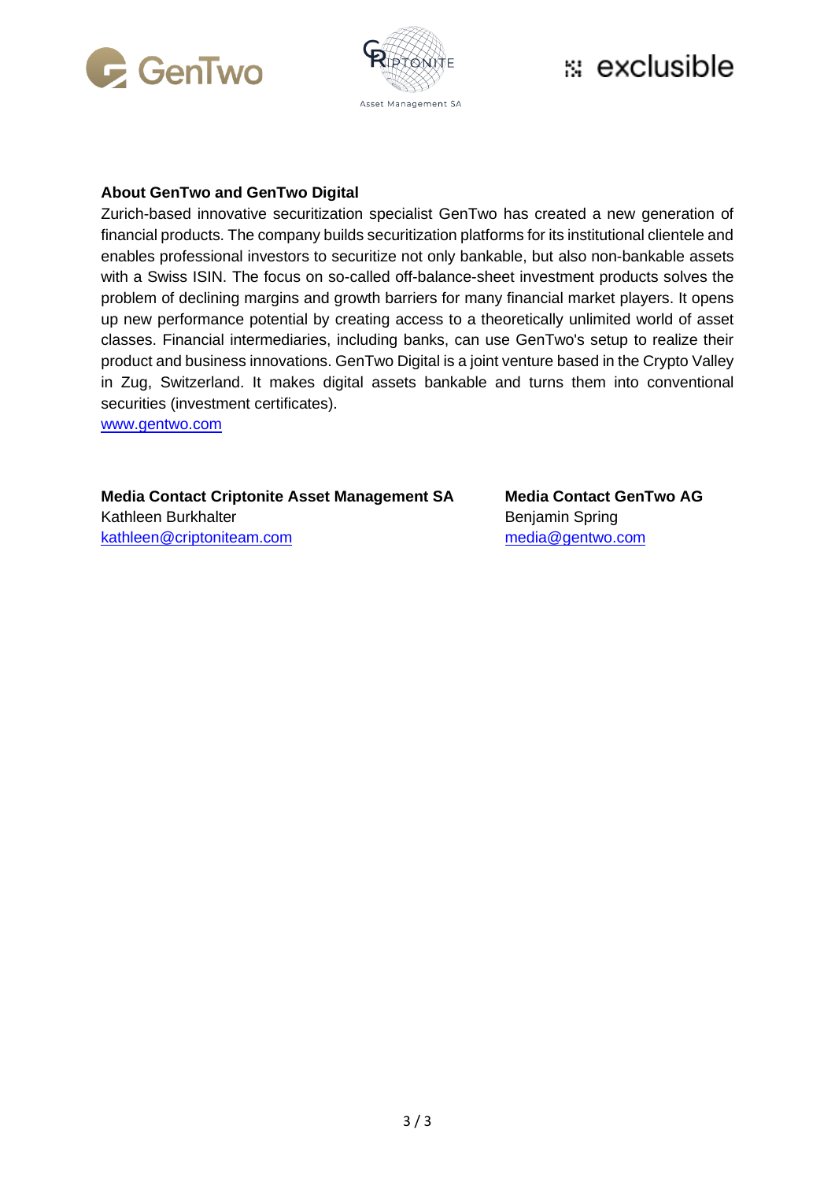**About GenTwo and GenTwo Digital**

Zurich-based innovative securitization specialist GenTwo has created a new generation of financial products. The company builds securitization platforms for its institutional clientele and enables professional investors to securitize not only bankable, but also non-bankable assets with a Swiss ISIN. The focus on so-called off-balance-sheet investment products solves the problem of declining margins and growth barriers for many financial market players. It opens up new performance potential by creating access to a theoretically unlimited world of asset classes. Financial intermediaries, including banks, can use GenTwo's setup to realize their product and business innovations. GenTwo Digital is a joint venture based in the Crypto Valley in Zug, Switzerland. It makes digital assets bankable and turns them into conventional securities (investment certificates).

www.gentwo.com

**Media Contact Criptonite Asset Management SA**
Kathleen Burkhalter
kathleen@criptoniteam.com

**Media Contact GenTwo AG**
Benjamin Spring
media@gentwo.com